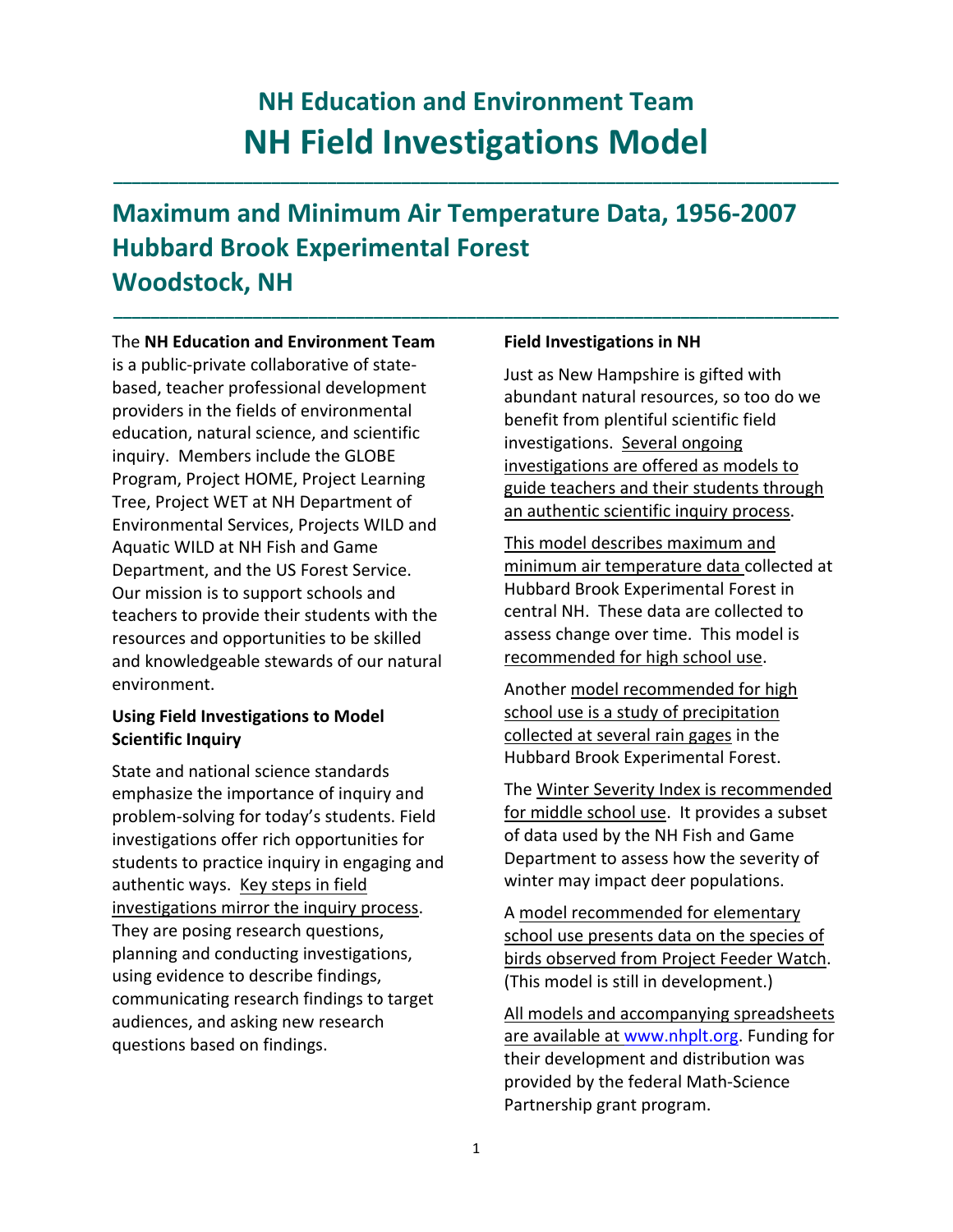# NH Education and Environment Team

# NH Field Investigations Model

## Maximum and Minimum Air Temperature Data, 1956-2007
## Hubbard Brook Experimental Forest
## Woodstock, NH

The **NH Education and Environment Team** is a public-private collaborative of state-based, teacher professional development providers in the fields of environmental education, natural science, and scientific inquiry. Members include the GLOBE Program, Project HOME, Project Learning Tree, Project WET at NH Department of Environmental Services, Projects WILD and Aquatic WILD at NH Fish and Game Department, and the US Forest Service. Our mission is to support schools and teachers to provide their students with the resources and opportunities to be skilled and knowledgeable stewards of our natural environment.

**Using Field Investigations to Model Scientific Inquiry**

State and national science standards emphasize the importance of inquiry and problem-solving for today's students. Field investigations offer rich opportunities for students to practice inquiry in engaging and authentic ways. Key steps in field investigations mirror the inquiry process. They are posing research questions, planning and conducting investigations, using evidence to describe findings, communicating research findings to target audiences, and asking new research questions based on findings.

**Field Investigations in NH**

Just as New Hampshire is gifted with abundant natural resources, so too do we benefit from plentiful scientific field investigations. Several ongoing investigations are offered as models to guide teachers and their students through an authentic scientific inquiry process.

This model describes maximum and minimum air temperature data collected at Hubbard Brook Experimental Forest in central NH. These data are collected to assess change over time. This model is recommended for high school use.

Another model recommended for high school use is a study of precipitation collected at several rain gages in the Hubbard Brook Experimental Forest.

The Winter Severity Index is recommended for middle school use. It provides a subset of data used by the NH Fish and Game Department to assess how the severity of winter may impact deer populations.

A model recommended for elementary school use presents data on the species of birds observed from Project Feeder Watch. (This model is still in development.)

All models and accompanying spreadsheets are available at www.nhplt.org. Funding for their development and distribution was provided by the federal Math-Science Partnership grant program.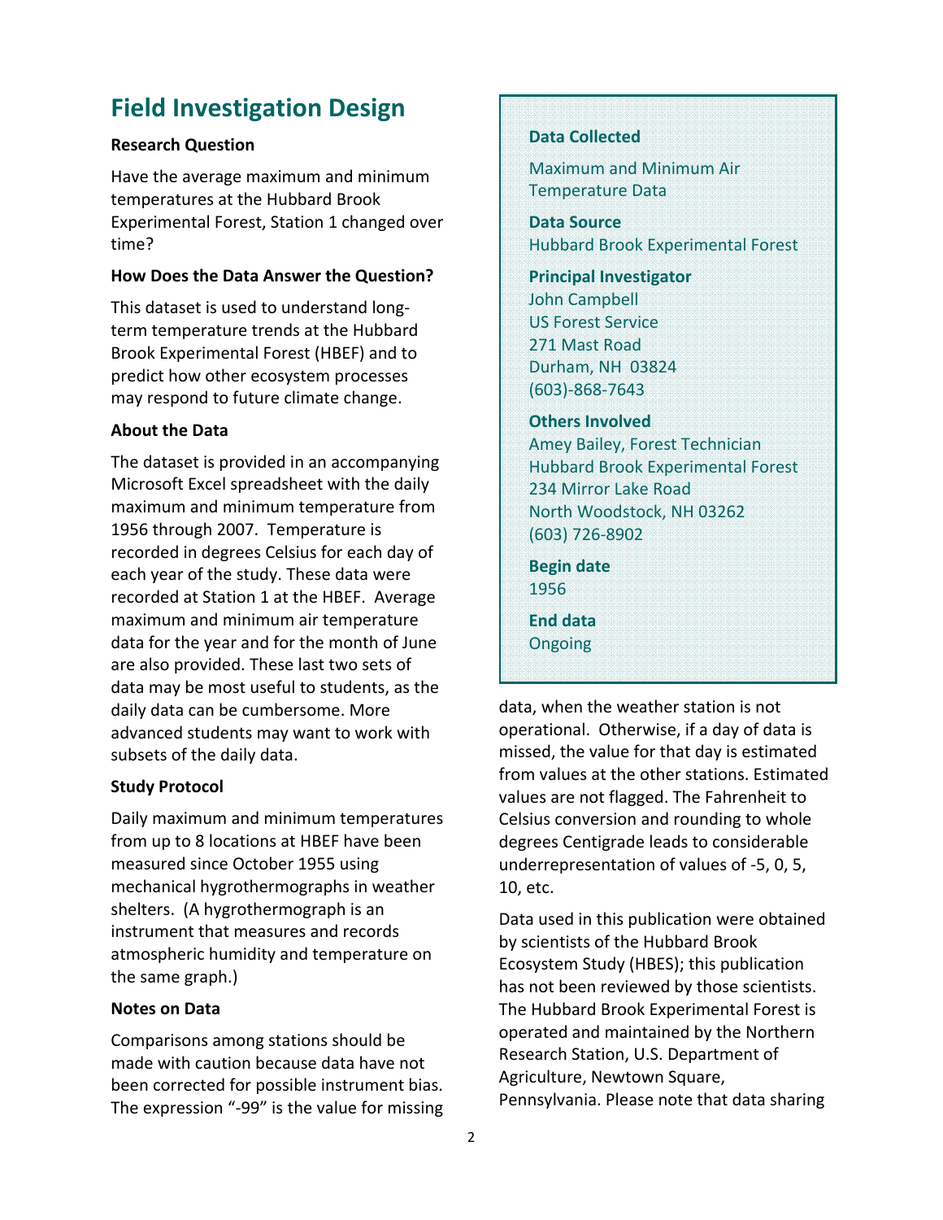## Field Investigation Design

### Research Question

Have the average maximum and minimum temperatures at the Hubbard Brook Experimental Forest, Station 1 changed over time?

### How Does the Data Answer the Question?

This dataset is used to understand long-term temperature trends at the Hubbard Brook Experimental Forest (HBEF) and to predict how other ecosystem processes may respond to future climate change.

### About the Data

The dataset is provided in an accompanying Microsoft Excel spreadsheet with the daily maximum and minimum temperature from 1956 through 2007. Temperature is recorded in degrees Celsius for each day of each year of the study. These data were recorded at Station 1 at the HBEF. Average maximum and minimum air temperature data for the year and for the month of June are also provided. These last two sets of data may be most useful to students, as the daily data can be cumbersome. More advanced students may want to work with subsets of the daily data.

### Study Protocol

Daily maximum and minimum temperatures from up to 8 locations at HBEF have been measured since October 1955 using mechanical hygrothermographs in weather shelters. (A hygrothermograph is an instrument that measures and records atmospheric humidity and temperature on the same graph.)

### Notes on Data

Comparisons among stations should be made with caution because data have not been corrected for possible instrument bias. The expression "-99" is the value for missing data, when the weather station is not operational. Otherwise, if a day of data is missed, the value for that day is estimated from values at the other stations. Estimated values are not flagged. The Fahrenheit to Celsius conversion and rounding to whole degrees Centigrade leads to considerable underrepresentation of values of -5, 0, 5, 10, etc.

Data used in this publication were obtained by scientists of the Hubbard Brook Ecosystem Study (HBES); this publication has not been reviewed by those scientists. The Hubbard Brook Experimental Forest is operated and maintained by the Northern Research Station, U.S. Department of Agriculture, Newtown Square, Pennsylvania. Please note that data sharing

---

**Data Collected**
Maximum and Minimum Air Temperature Data

**Data Source**
Hubbard Brook Experimental Forest

**Principal Investigator**
John Campbell
US Forest Service
271 Mast Road
Durham, NH 03824
(603)-868-7643

**Others Involved**
Amey Bailey, Forest Technician
Hubbard Brook Experimental Forest
234 Mirror Lake Road
North Woodstock, NH 03262
(603) 726-8902

**Begin date**
1956

**End data**
Ongoing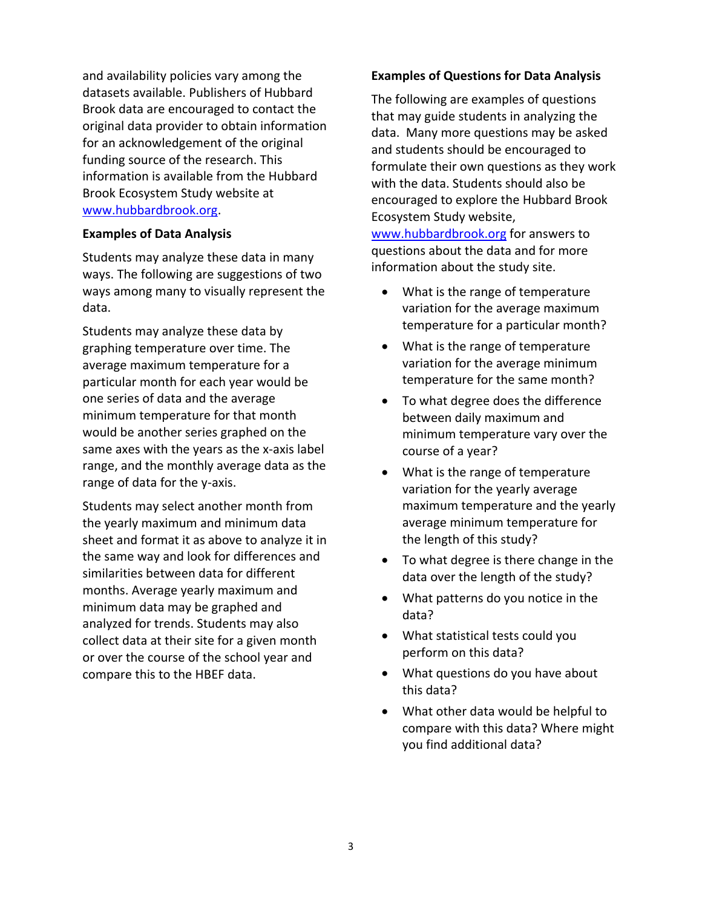and availability policies vary among the datasets available. Publishers of Hubbard Brook data are encouraged to contact the original data provider to obtain information for an acknowledgement of the original funding source of the research. This information is available from the Hubbard Brook Ecosystem Study website at [www.hubbardbrook.org](http://www.hubbardbrook.org).

**Examples of Data Analysis**

Students may analyze these data in many ways. The following are suggestions of two ways among many to visually represent the data.

Students may analyze these data by graphing temperature over time. The average maximum temperature for a particular month for each year would be one series of data and the average minimum temperature for that month would be another series graphed on the same axes with the years as the x-axis label range, and the monthly average data as the range of data for the y-axis.

Students may select another month from the yearly maximum and minimum data sheet and format it as above to analyze it in the same way and look for differences and similarities between data for different months. Average yearly maximum and minimum data may be graphed and analyzed for trends. Students may also collect data at their site for a given month or over the course of the school year and compare this to the HBEF data.

**Examples of Questions for Data Analysis**

The following are examples of questions that may guide students in analyzing the data. Many more questions may be asked and students should be encouraged to formulate their own questions as they work with the data. Students should also be encouraged to explore the Hubbard Brook Ecosystem Study website, [www.hubbardbrook.org](http://www.hubbardbrook.org) for answers to questions about the data and for more information about the study site.

- What is the range of temperature variation for the average maximum temperature for a particular month?
- What is the range of temperature variation for the average minimum temperature for the same month?
- To what degree does the difference between daily maximum and minimum temperature vary over the course of a year?
- What is the range of temperature variation for the yearly average maximum temperature and the yearly average minimum temperature for the length of this study?
- To what degree is there change in the data over the length of the study?
- What patterns do you notice in the data?
- What statistical tests could you perform on this data?
- What questions do you have about this data?
- What other data would be helpful to compare with this data? Where might you find additional data?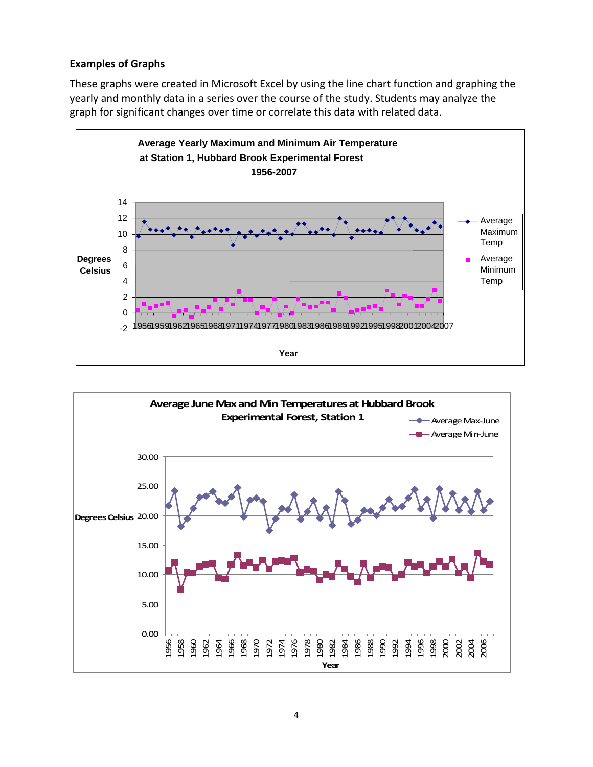**Examples of Graphs**

These graphs were created in Microsoft Excel by using the line chart function and graphing the yearly and monthly data in a series over the course of the study. Students may analyze the graph for significant changes over time or correlate this data with related data.

**Average Yearly Maximum and Minimum Air Temperature at Station 1, Hubbard Brook Experimental Forest 1956-2007**

**Average June Max and Min Temperatures at Hubbard Brook Experimental Forest, Station 1**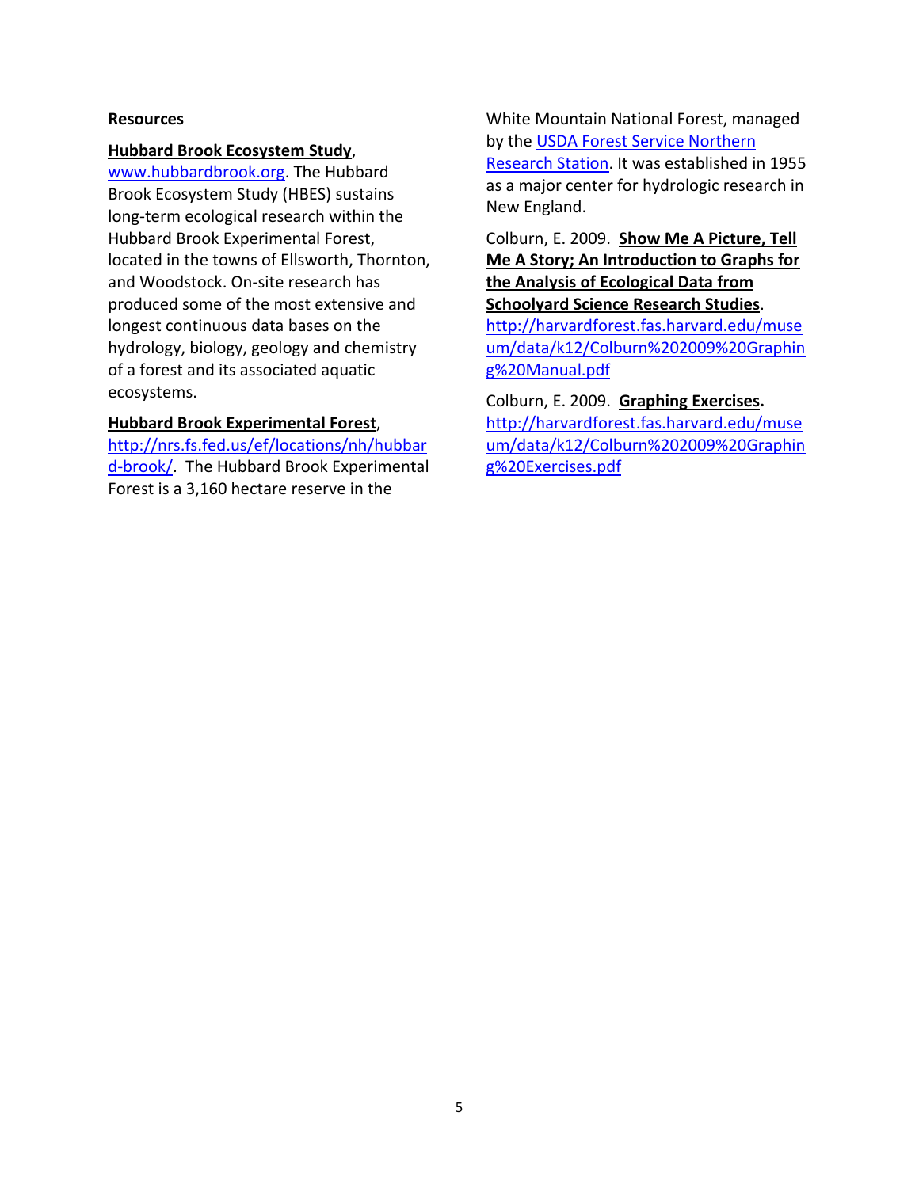**Resources**

**Hubbard Brook Ecosystem Study**, www.hubbardbrook.org. The Hubbard Brook Ecosystem Study (HBES) sustains long-term ecological research within the Hubbard Brook Experimental Forest, located in the towns of Ellsworth, Thornton, and Woodstock. On-site research has produced some of the most extensive and longest continuous data bases on the hydrology, biology, geology and chemistry of a forest and its associated aquatic ecosystems.

**Hubbard Brook Experimental Forest**, http://nrs.fs.fed.us/ef/locations/nh/hubbard-brook/. The Hubbard Brook Experimental Forest is a 3,160 hectare reserve in the White Mountain National Forest, managed by the USDA Forest Service Northern Research Station. It was established in 1955 as a major center for hydrologic research in New England.

Colburn, E. 2009. **Show Me A Picture, Tell Me A Story; An Introduction to Graphs for the Analysis of Ecological Data from Schoolyard Science Research Studies**. http://harvardforest.fas.harvard.edu/museum/data/k12/Colburn%202009%20Graphing%20Manual.pdf

Colburn, E. 2009. **Graphing Exercises.** http://harvardforest.fas.harvard.edu/museum/data/k12/Colburn%202009%20Graphing%20Exercises.pdf